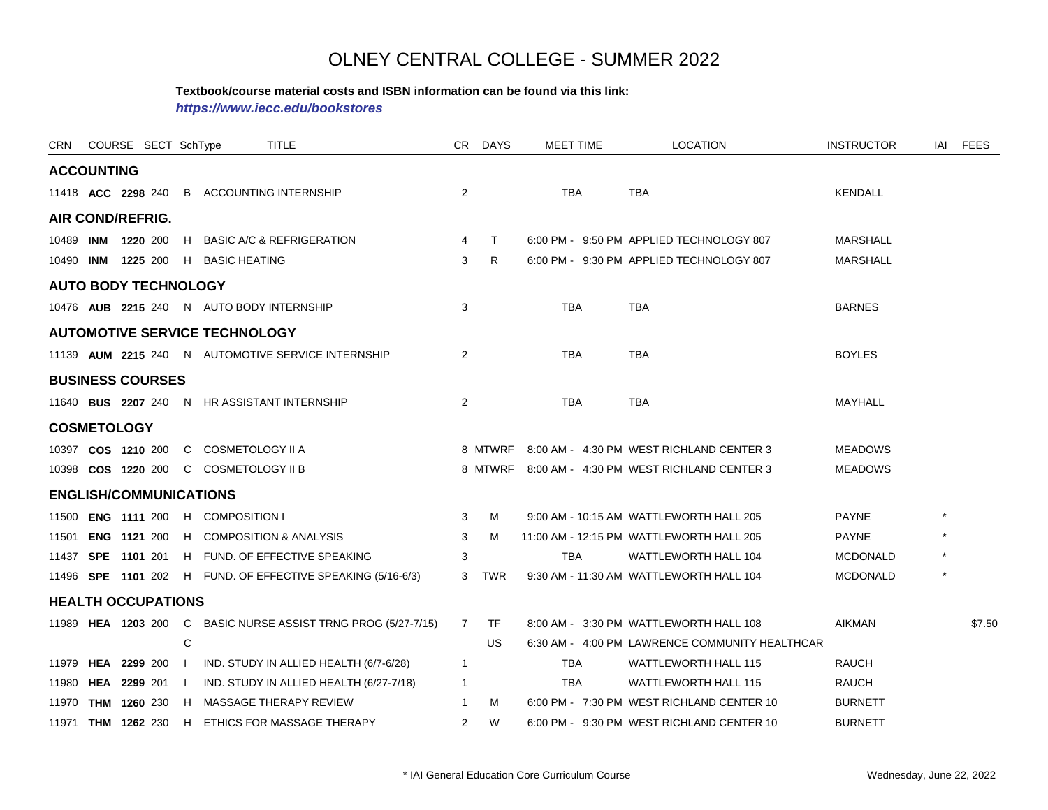# OLNEY CENTRAL COLLEGE - SUMMER 2022

**Textbook/course material costs and ISBN information can be found via this link:**

***https://www.iecc.edu/bookstores***

| CRN | COURSE | | SECT | SchType | TITLE | CR | DAYS | MEET TIME | LOCATION | INSTRUCTOR | IAI | FEES |
|---|---|---|---|---|---|---|---|---|---|---|---|---|
| **ACCOUNTING** | | | | | | | | | | | | |
| 11418 | **ACC** | **2298** | 240 | B | ACCOUNTING INTERNSHIP | 2 | | TBA | TBA | KENDALL | | |
| **AIR COND/REFRIG.** | | | | | | | | | | | | |
| 10489 | **INM** | **1220** | 200 | H | BASIC A/C & REFRIGERATION | 4 | T | 6:00 PM - 9:50 PM | APPLIED TECHNOLOGY 807 | MARSHALL | | |
| 10490 | **INM** | **1225** | 200 | H | BASIC HEATING | 3 | R | 6:00 PM - 9:30 PM | APPLIED TECHNOLOGY 807 | MARSHALL | | |
| **AUTO BODY TECHNOLOGY** | | | | | | | | | | | | |
| 10476 | **AUB** | **2215** | 240 | N | AUTO BODY INTERNSHIP | 3 | | TBA | TBA | BARNES | | |
| **AUTOMOTIVE SERVICE TECHNOLOGY** | | | | | | | | | | | | |
| 11139 | **AUM** | **2215** | 240 | N | AUTOMOTIVE SERVICE INTERNSHIP | 2 | | TBA | TBA | BOYLES | | |
| **BUSINESS COURSES** | | | | | | | | | | | | |
| 11640 | **BUS** | **2207** | 240 | N | HR ASSISTANT INTERNSHIP | 2 | | TBA | TBA | MAYHALL | | |
| **COSMETOLOGY** | | | | | | | | | | | | |
| 10397 | **COS** | **1210** | 200 | C | COSMETOLOGY II A | 8 | MTWRF | 8:00 AM - 4:30 PM | WEST RICHLAND CENTER 3 | MEADOWS | | |
| 10398 | **COS** | **1220** | 200 | C | COSMETOLOGY II B | 8 | MTWRF | 8:00 AM - 4:30 PM | WEST RICHLAND CENTER 3 | MEADOWS | | |
| **ENGLISH/COMMUNICATIONS** | | | | | | | | | | | | |
| 11500 | **ENG** | **1111** | 200 | H | COMPOSITION I | 3 | M | 9:00 AM - 10:15 AM | WATTLEWORTH HALL 205 | PAYNE | * | |
| 11501 | **ENG** | **1121** | 200 | H | COMPOSITION & ANALYSIS | 3 | M | 11:00 AM - 12:15 PM | WATTLEWORTH HALL 205 | PAYNE | * | |
| 11437 | **SPE** | **1101** | 201 | H | FUND. OF EFFECTIVE SPEAKING | 3 | | TBA | WATTLEWORTH HALL 104 | MCDONALD | * | |
| 11496 | **SPE** | **1101** | 202 | H | FUND. OF EFFECTIVE SPEAKING (5/16-6/3) | 3 | TWR | 9:30 AM - 11:30 AM | WATTLEWORTH HALL 104 | MCDONALD | * | |
| **HEALTH OCCUPATIONS** | | | | | | | | | | | | |
| 11989 | **HEA** | **1203** | 200 | C | BASIC NURSE ASSIST TRNG PROG (5/27-7/15) | 7 | TF | 8:00 AM - 3:30 PM | WATTLEWORTH HALL 108 | AIKMAN | | $7.50 |
| | | | | C | | | US | 6:30 AM - 4:00 PM | LAWRENCE COMMUNITY HEALTHCAR | | | |
| 11979 | **HEA** | **2299** | 200 | I | IND. STUDY IN ALLIED HEALTH (6/7-6/28) | 1 | | TBA | WATTLEWORTH HALL 115 | RAUCH | | |
| 11980 | **HEA** | **2299** | 201 | I | IND. STUDY IN ALLIED HEALTH (6/27-7/18) | 1 | | TBA | WATTLEWORTH HALL 115 | RAUCH | | |
| 11970 | **THM** | **1260** | 230 | H | MASSAGE THERAPY REVIEW | 1 | M | 6:00 PM - 7:30 PM | WEST RICHLAND CENTER 10 | BURNETT | | |
| 11971 | **THM** | **1262** | 230 | H | ETHICS FOR MASSAGE THERAPY | 2 | W | 6:00 PM - 9:30 PM | WEST RICHLAND CENTER 10 | BURNETT | | |

\* IAI General Education Core Curriculum Course

Wednesday, June 22, 2022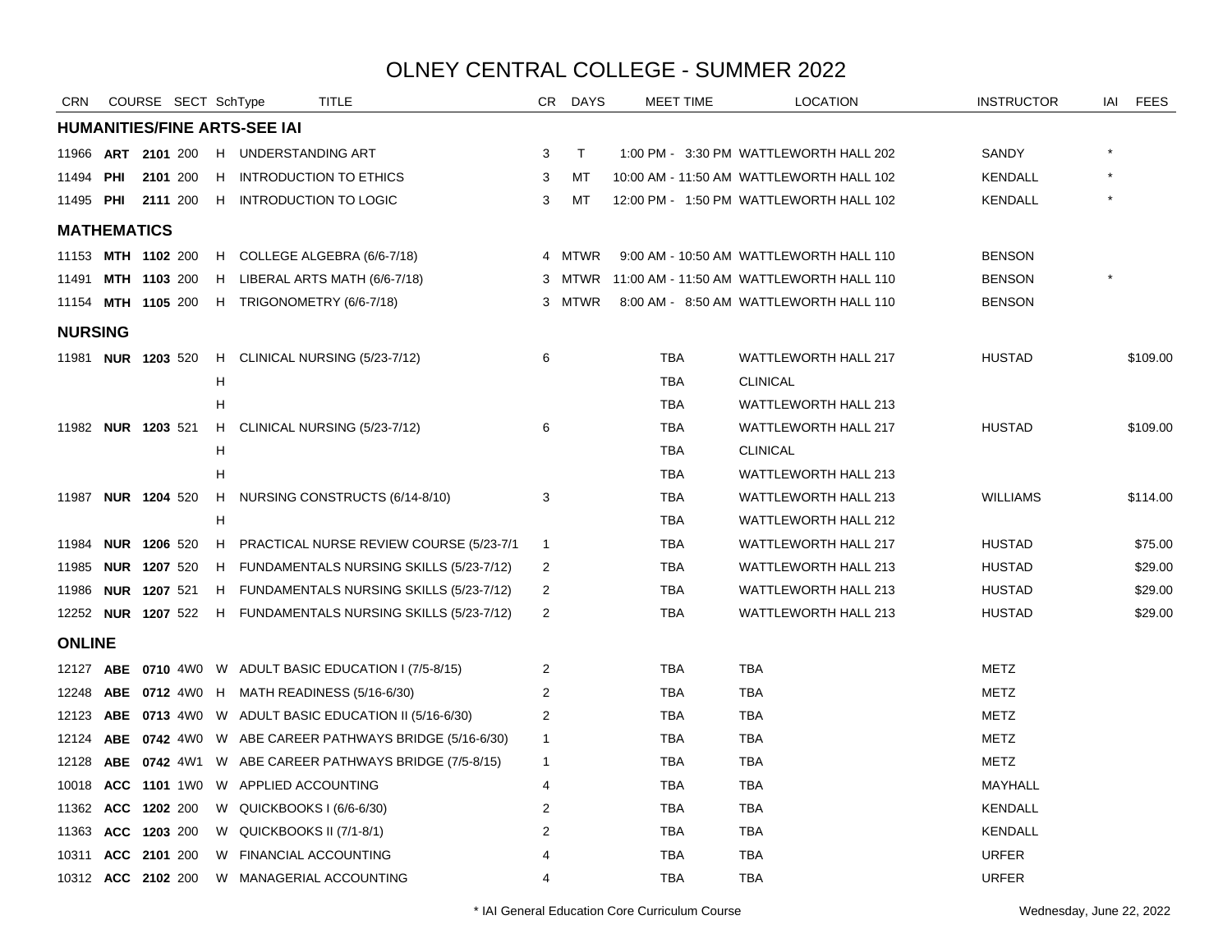# OLNEY CENTRAL COLLEGE - SUMMER 2022

| CRN | COURSE | | SECT | SchType | TITLE | CR | DAYS | MEET TIME | LOCATION | INSTRUCTOR | IAI | FEES |
|---|---|---|---|---|---|---|---|---|---|---|---|---|
| **HUMANITIES/FINE ARTS-SEE IAI** | | | | | | | | | | | | |
| 11966 | **ART** | **2101** | 200 | H | UNDERSTANDING ART | 3 | T | 1:00 PM - 3:30 PM | WATTLEWORTH HALL 202 | SANDY | * | |
| 11494 | **PHI** | **2101** | 200 | H | INTRODUCTION TO ETHICS | 3 | MT | 10:00 AM - 11:50 AM | WATTLEWORTH HALL 102 | KENDALL | * | |
| 11495 | **PHI** | **2111** | 200 | H | INTRODUCTION TO LOGIC | 3 | MT | 12:00 PM - 1:50 PM | WATTLEWORTH HALL 102 | KENDALL | * | |
| **MATHEMATICS** | | | | | | | | | | | | |
| 11153 | **MTH** | **1102** | 200 | H | COLLEGE ALGEBRA (6/6-7/18) | 4 | MTWR | 9:00 AM - 10:50 AM | WATTLEWORTH HALL 110 | BENSON | | |
| 11491 | **MTH** | **1103** | 200 | H | LIBERAL ARTS MATH (6/6-7/18) | 3 | MTWR | 11:00 AM - 11:50 AM | WATTLEWORTH HALL 110 | BENSON | * | |
| 11154 | **MTH** | **1105** | 200 | H | TRIGONOMETRY (6/6-7/18) | 3 | MTWR | 8:00 AM - 8:50 AM | WATTLEWORTH HALL 110 | BENSON | | |
| **NURSING** | | | | | | | | | | | | |
| 11981 | **NUR** | **1203** | 520 | H | CLINICAL NURSING (5/23-7/12) | 6 | | TBA | WATTLEWORTH HALL 217 | HUSTAD | | $109.00 |
| | | | | H | | | | TBA | CLINICAL | | | |
| | | | | H | | | | TBA | WATTLEWORTH HALL 213 | | | |
| 11982 | **NUR** | **1203** | 521 | H | CLINICAL NURSING (5/23-7/12) | 6 | | TBA | WATTLEWORTH HALL 217 | HUSTAD | | $109.00 |
| | | | | H | | | | TBA | CLINICAL | | | |
| | | | | H | | | | TBA | WATTLEWORTH HALL 213 | | | |
| 11987 | **NUR** | **1204** | 520 | H | NURSING CONSTRUCTS (6/14-8/10) | 3 | | TBA | WATTLEWORTH HALL 213 | WILLIAMS | | $114.00 |
| | | | | H | | | | TBA | WATTLEWORTH HALL 212 | | | |
| 11984 | **NUR** | **1206** | 520 | H | PRACTICAL NURSE REVIEW COURSE (5/23-7/1 | 1 | | TBA | WATTLEWORTH HALL 217 | HUSTAD | | $75.00 |
| 11985 | **NUR** | **1207** | 520 | H | FUNDAMENTALS NURSING SKILLS (5/23-7/12) | 2 | | TBA | WATTLEWORTH HALL 213 | HUSTAD | | $29.00 |
| 11986 | **NUR** | **1207** | 521 | H | FUNDAMENTALS NURSING SKILLS (5/23-7/12) | 2 | | TBA | WATTLEWORTH HALL 213 | HUSTAD | | $29.00 |
| 12252 | **NUR** | **1207** | 522 | H | FUNDAMENTALS NURSING SKILLS (5/23-7/12) | 2 | | TBA | WATTLEWORTH HALL 213 | HUSTAD | | $29.00 |
| **ONLINE** | | | | | | | | | | | | |
| 12127 | **ABE** | **0710** | 4W0 | W | ADULT BASIC EDUCATION I (7/5-8/15) | 2 | | TBA | TBA | METZ | | |
| 12248 | **ABE** | **0712** | 4W0 | H | MATH READINESS (5/16-6/30) | 2 | | TBA | TBA | METZ | | |
| 12123 | **ABE** | **0713** | 4W0 | W | ADULT BASIC EDUCATION II (5/16-6/30) | 2 | | TBA | TBA | METZ | | |
| 12124 | **ABE** | **0742** | 4W0 | W | ABE CAREER PATHWAYS BRIDGE (5/16-6/30) | 1 | | TBA | TBA | METZ | | |
| 12128 | **ABE** | **0742** | 4W1 | W | ABE CAREER PATHWAYS BRIDGE (7/5-8/15) | 1 | | TBA | TBA | METZ | | |
| 10018 | **ACC** | **1101** | 1W0 | W | APPLIED ACCOUNTING | 4 | | TBA | TBA | MAYHALL | | |
| 11362 | **ACC** | **1202** | 200 | W | QUICKBOOKS I (6/6-6/30) | 2 | | TBA | TBA | KENDALL | | |
| 11363 | **ACC** | **1203** | 200 | W | QUICKBOOKS II (7/1-8/1) | 2 | | TBA | TBA | KENDALL | | |
| 10311 | **ACC** | **2101** | 200 | W | FINANCIAL ACCOUNTING | 4 | | TBA | TBA | URFER | | |
| 10312 | **ACC** | **2102** | 200 | W | MANAGERIAL ACCOUNTING | 4 | | TBA | TBA | URFER | | |

* IAI General Education Core Curriculum Course

Wednesday, June 22, 2022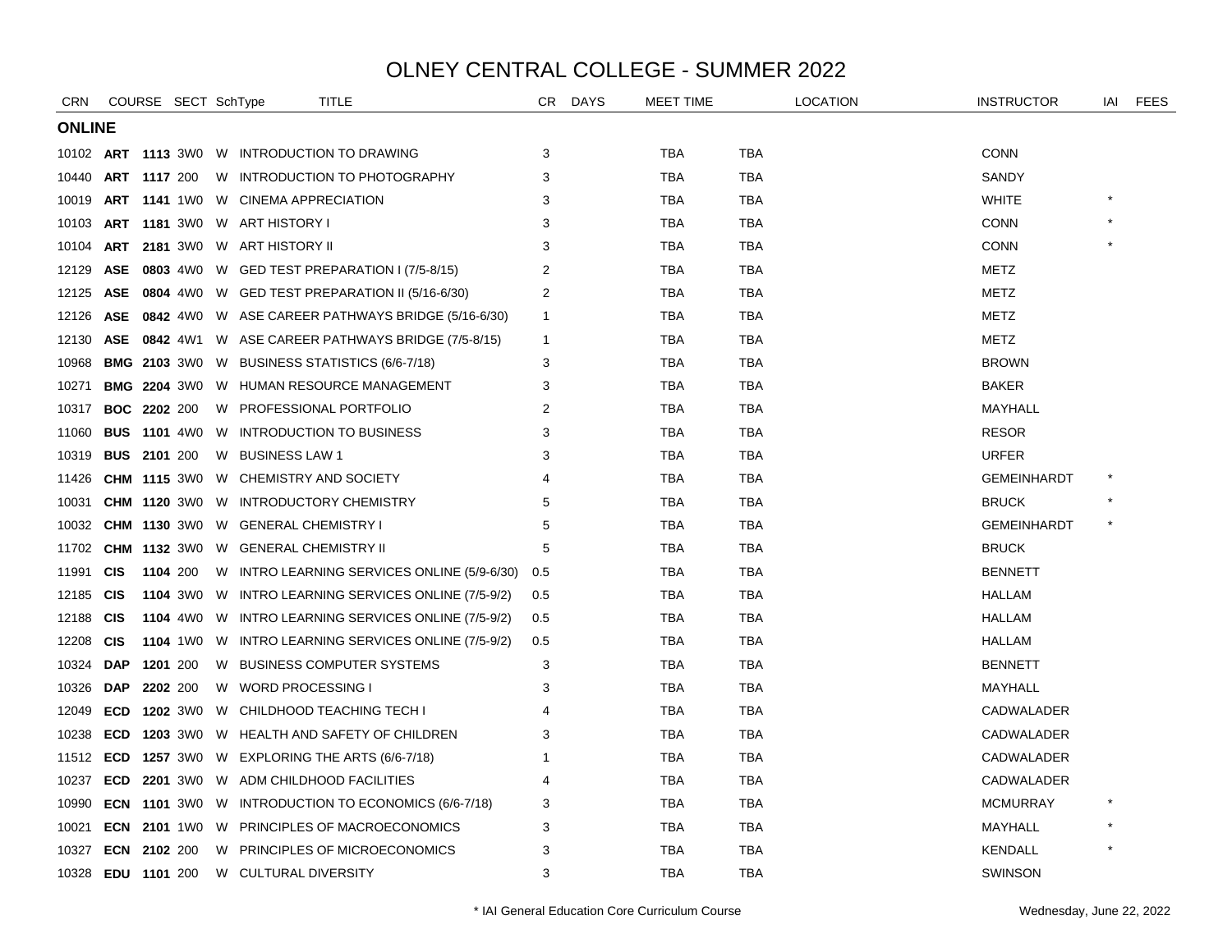# OLNEY CENTRAL COLLEGE - SUMMER 2022

| CRN | COURSE | | SECT | SchType | TITLE | CR | DAYS | MEET TIME | LOCATION | | INSTRUCTOR | IAI | FEES |
|---|---|---|---|---|---|---|---|---|---|---|---|---|---|
| **ONLINE** | | | | | | | | | | | | | |
| 10102 | **ART** | **1113** | 3W0 | W | INTRODUCTION TO DRAWING | 3 | | TBA | TBA | | CONN | | |
| 10440 | **ART** | **1117** | 200 | W | INTRODUCTION TO PHOTOGRAPHY | 3 | | TBA | TBA | | SANDY | | |
| 10019 | **ART** | **1141** | 1W0 | W | CINEMA APPRECIATION | 3 | | TBA | TBA | | WHITE | * | |
| 10103 | **ART** | **1181** | 3W0 | W | ART HISTORY I | 3 | | TBA | TBA | | CONN | * | |
| 10104 | **ART** | **2181** | 3W0 | W | ART HISTORY II | 3 | | TBA | TBA | | CONN | * | |
| 12129 | **ASE** | **0803** | 4W0 | W | GED TEST PREPARATION I (7/5-8/15) | 2 | | TBA | TBA | | METZ | | |
| 12125 | **ASE** | **0804** | 4W0 | W | GED TEST PREPARATION II (5/16-6/30) | 2 | | TBA | TBA | | METZ | | |
| 12126 | **ASE** | **0842** | 4W0 | W | ASE CAREER PATHWAYS BRIDGE (5/16-6/30) | 1 | | TBA | TBA | | METZ | | |
| 12130 | **ASE** | **0842** | 4W1 | W | ASE CAREER PATHWAYS BRIDGE (7/5-8/15) | 1 | | TBA | TBA | | METZ | | |
| 10968 | **BMG** | **2103** | 3W0 | W | BUSINESS STATISTICS (6/6-7/18) | 3 | | TBA | TBA | | BROWN | | |
| 10271 | **BMG** | **2204** | 3W0 | W | HUMAN RESOURCE MANAGEMENT | 3 | | TBA | TBA | | BAKER | | |
| 10317 | **BOC** | **2202** | 200 | W | PROFESSIONAL PORTFOLIO | 2 | | TBA | TBA | | MAYHALL | | |
| 11060 | **BUS** | **1101** | 4W0 | W | INTRODUCTION TO BUSINESS | 3 | | TBA | TBA | | RESOR | | |
| 10319 | **BUS** | **2101** | 200 | W | BUSINESS LAW 1 | 3 | | TBA | TBA | | URFER | | |
| 11426 | **CHM** | **1115** | 3W0 | W | CHEMISTRY AND SOCIETY | 4 | | TBA | TBA | | GEMEINHARDT | * | |
| 10031 | **CHM** | **1120** | 3W0 | W | INTRODUCTORY CHEMISTRY | 5 | | TBA | TBA | | BRUCK | * | |
| 10032 | **CHM** | **1130** | 3W0 | W | GENERAL CHEMISTRY I | 5 | | TBA | TBA | | GEMEINHARDT | * | |
| 11702 | **CHM** | **1132** | 3W0 | W | GENERAL CHEMISTRY II | 5 | | TBA | TBA | | BRUCK | | |
| 11991 | **CIS** | **1104** | 200 | W | INTRO LEARNING SERVICES ONLINE (5/9-6/30) | 0.5 | | TBA | TBA | | BENNETT | | |
| 12185 | **CIS** | **1104** | 3W0 | W | INTRO LEARNING SERVICES ONLINE (7/5-9/2) | 0.5 | | TBA | TBA | | HALLAM | | |
| 12188 | **CIS** | **1104** | 4W0 | W | INTRO LEARNING SERVICES ONLINE (7/5-9/2) | 0.5 | | TBA | TBA | | HALLAM | | |
| 12208 | **CIS** | **1104** | 1W0 | W | INTRO LEARNING SERVICES ONLINE (7/5-9/2) | 0.5 | | TBA | TBA | | HALLAM | | |
| 10324 | **DAP** | **1201** | 200 | W | BUSINESS COMPUTER SYSTEMS | 3 | | TBA | TBA | | BENNETT | | |
| 10326 | **DAP** | **2202** | 200 | W | WORD PROCESSING I | 3 | | TBA | TBA | | MAYHALL | | |
| 12049 | **ECD** | **1202** | 3W0 | W | CHILDHOOD TEACHING TECH I | 4 | | TBA | TBA | | CADWALADER | | |
| 10238 | **ECD** | **1203** | 3W0 | W | HEALTH AND SAFETY OF CHILDREN | 3 | | TBA | TBA | | CADWALADER | | |
| 11512 | **ECD** | **1257** | 3W0 | W | EXPLORING THE ARTS (6/6-7/18) | 1 | | TBA | TBA | | CADWALADER | | |
| 10237 | **ECD** | **2201** | 3W0 | W | ADM CHILDHOOD FACILITIES | 4 | | TBA | TBA | | CADWALADER | | |
| 10990 | **ECN** | **1101** | 3W0 | W | INTRODUCTION TO ECONOMICS (6/6-7/18) | 3 | | TBA | TBA | | MCMURRAY | * | |
| 10021 | **ECN** | **2101** | 1W0 | W | PRINCIPLES OF MACROECONOMICS | 3 | | TBA | TBA | | MAYHALL | * | |
| 10327 | **ECN** | **2102** | 200 | W | PRINCIPLES OF MICROECONOMICS | 3 | | TBA | TBA | | KENDALL | * | |
| 10328 | **EDU** | **1101** | 200 | W | CULTURAL DIVERSITY | 3 | | TBA | TBA | | SWINSON | | |

\* IAI General Education Core Curriculum Course

Wednesday, June 22, 2022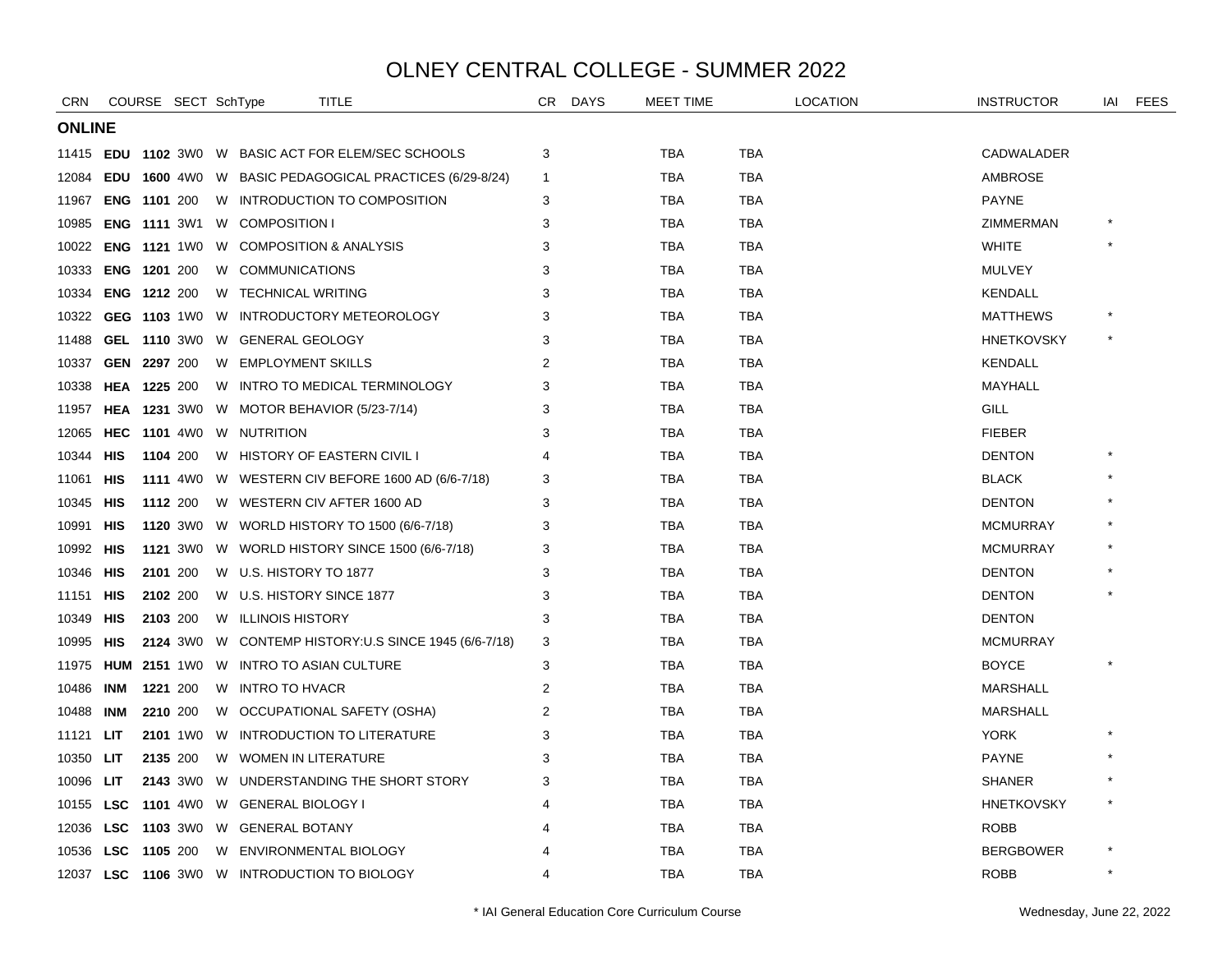# OLNEY CENTRAL COLLEGE - SUMMER 2022

| CRN | COURSE | | SECT | SchType | TITLE | CR | DAYS | MEET TIME | LOCATION | INSTRUCTOR | IAI | FEES |
|---|---|---|---|---|---|---|---|---|---|---|---|---|
| **ONLINE** | | | | | | | | | | | | |
| 11415 | **EDU** | **1102** | 3W0 | W | BASIC ACT FOR ELEM/SEC SCHOOLS | 3 | | TBA | TBA | CADWALADER | | |
| 12084 | **EDU** | **1600** | 4W0 | W | BASIC PEDAGOGICAL PRACTICES (6/29-8/24) | 1 | | TBA | TBA | AMBROSE | | |
| 11967 | **ENG** | **1101** | 200 | W | INTRODUCTION TO COMPOSITION | 3 | | TBA | TBA | PAYNE | | |
| 10985 | **ENG** | **1111** | 3W1 | W | COMPOSITION I | 3 | | TBA | TBA | ZIMMERMAN | * | |
| 10022 | **ENG** | **1121** | 1W0 | W | COMPOSITION & ANALYSIS | 3 | | TBA | TBA | WHITE | * | |
| 10333 | **ENG** | **1201** | 200 | W | COMMUNICATIONS | 3 | | TBA | TBA | MULVEY | | |
| 10334 | **ENG** | **1212** | 200 | W | TECHNICAL WRITING | 3 | | TBA | TBA | KENDALL | | |
| 10322 | **GEG** | **1103** | 1W0 | W | INTRODUCTORY METEOROLOGY | 3 | | TBA | TBA | MATTHEWS | * | |
| 11488 | **GEL** | **1110** | 3W0 | W | GENERAL GEOLOGY | 3 | | TBA | TBA | HNETKOVSKY | * | |
| 10337 | **GEN** | **2297** | 200 | W | EMPLOYMENT SKILLS | 2 | | TBA | TBA | KENDALL | | |
| 10338 | **HEA** | **1225** | 200 | W | INTRO TO MEDICAL TERMINOLOGY | 3 | | TBA | TBA | MAYHALL | | |
| 11957 | **HEA** | **1231** | 3W0 | W | MOTOR BEHAVIOR (5/23-7/14) | 3 | | TBA | TBA | GILL | | |
| 12065 | **HEC** | **1101** | 4W0 | W | NUTRITION | 3 | | TBA | TBA | FIEBER | | |
| 10344 | **HIS** | **1104** | 200 | W | HISTORY OF EASTERN CIVIL I | 4 | | TBA | TBA | DENTON | * | |
| 11061 | **HIS** | **1111** | 4W0 | W | WESTERN CIV BEFORE 1600 AD (6/6-7/18) | 3 | | TBA | TBA | BLACK | * | |
| 10345 | **HIS** | **1112** | 200 | W | WESTERN CIV AFTER 1600 AD | 3 | | TBA | TBA | DENTON | * | |
| 10991 | **HIS** | **1120** | 3W0 | W | WORLD HISTORY TO 1500 (6/6-7/18) | 3 | | TBA | TBA | MCMURRAY | * | |
| 10992 | **HIS** | **1121** | 3W0 | W | WORLD HISTORY SINCE 1500 (6/6-7/18) | 3 | | TBA | TBA | MCMURRAY | * | |
| 10346 | **HIS** | **2101** | 200 | W | U.S. HISTORY TO 1877 | 3 | | TBA | TBA | DENTON | * | |
| 11151 | **HIS** | **2102** | 200 | W | U.S. HISTORY SINCE 1877 | 3 | | TBA | TBA | DENTON | * | |
| 10349 | **HIS** | **2103** | 200 | W | ILLINOIS HISTORY | 3 | | TBA | TBA | DENTON | | |
| 10995 | **HIS** | **2124** | 3W0 | W | CONTEMP HISTORY:U.S SINCE 1945 (6/6-7/18) | 3 | | TBA | TBA | MCMURRAY | | |
| 11975 | **HUM** | **2151** | 1W0 | W | INTRO TO ASIAN CULTURE | 3 | | TBA | TBA | BOYCE | * | |
| 10486 | **INM** | **1221** | 200 | W | INTRO TO HVACR | 2 | | TBA | TBA | MARSHALL | | |
| 10488 | **INM** | **2210** | 200 | W | OCCUPATIONAL SAFETY (OSHA) | 2 | | TBA | TBA | MARSHALL | | |
| 11121 | **LIT** | **2101** | 1W0 | W | INTRODUCTION TO LITERATURE | 3 | | TBA | TBA | YORK | * | |
| 10350 | **LIT** | **2135** | 200 | W | WOMEN IN LITERATURE | 3 | | TBA | TBA | PAYNE | * | |
| 10096 | **LIT** | **2143** | 3W0 | W | UNDERSTANDING THE SHORT STORY | 3 | | TBA | TBA | SHANER | * | |
| 10155 | **LSC** | **1101** | 4W0 | W | GENERAL BIOLOGY I | 4 | | TBA | TBA | HNETKOVSKY | * | |
| 12036 | **LSC** | **1103** | 3W0 | W | GENERAL BOTANY | 4 | | TBA | TBA | ROBB | | |
| 10536 | **LSC** | **1105** | 200 | W | ENVIRONMENTAL BIOLOGY | 4 | | TBA | TBA | BERGBOWER | * | |
| 12037 | **LSC** | **1106** | 3W0 | W | INTRODUCTION TO BIOLOGY | 4 | | TBA | TBA | ROBB | * | |

\* IAI General Education Core Curriculum Course

Wednesday, June 22, 2022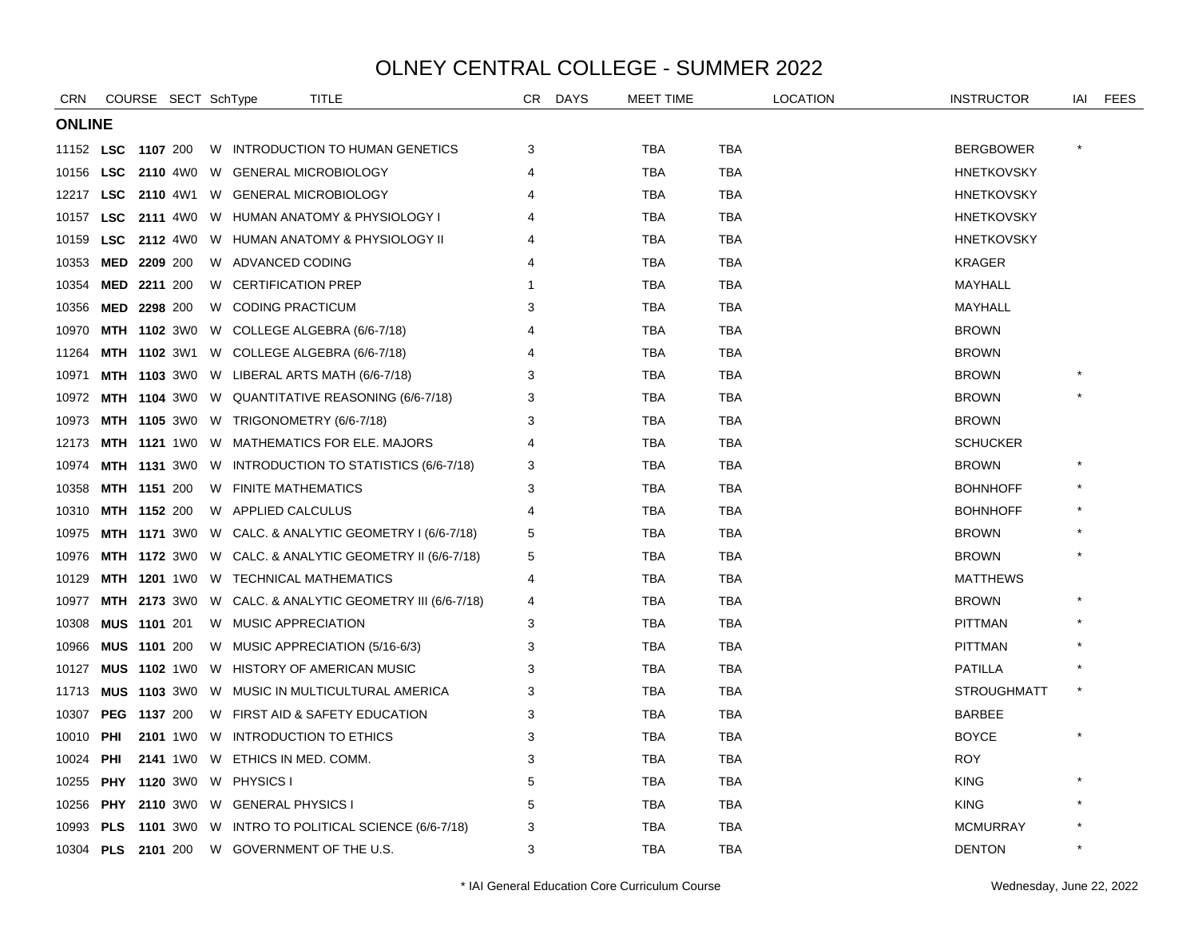# OLNEY CENTRAL COLLEGE - SUMMER 2022

| CRN | COURSE | | SECT | SchType | TITLE | CR | DAYS | MEET TIME | LOCATION | | INSTRUCTOR | IAI | FEES |
|---|---|---|---|---|---|---|---|---|---|---|---|---|---|
| **ONLINE** | | | | | | | | | | | | | |
| 11152 | **LSC** | **1107** | 200 | W | INTRODUCTION TO HUMAN GENETICS | 3 | | TBA | TBA | | BERGBOWER | * | |
| 10156 | **LSC** | **2110** | 4W0 | W | GENERAL MICROBIOLOGY | 4 | | TBA | TBA | | HNETKOVSKY | | |
| 12217 | **LSC** | **2110** | 4W1 | W | GENERAL MICROBIOLOGY | 4 | | TBA | TBA | | HNETKOVSKY | | |
| 10157 | **LSC** | **2111** | 4W0 | W | HUMAN ANATOMY & PHYSIOLOGY I | 4 | | TBA | TBA | | HNETKOVSKY | | |
| 10159 | **LSC** | **2112** | 4W0 | W | HUMAN ANATOMY & PHYSIOLOGY II | 4 | | TBA | TBA | | HNETKOVSKY | | |
| 10353 | **MED** | **2209** | 200 | W | ADVANCED CODING | 4 | | TBA | TBA | | KRAGER | | |
| 10354 | **MED** | **2211** | 200 | W | CERTIFICATION PREP | 1 | | TBA | TBA | | MAYHALL | | |
| 10356 | **MED** | **2298** | 200 | W | CODING PRACTICUM | 3 | | TBA | TBA | | MAYHALL | | |
| 10970 | **MTH** | **1102** | 3W0 | W | COLLEGE ALGEBRA (6/6-7/18) | 4 | | TBA | TBA | | BROWN | | |
| 11264 | **MTH** | **1102** | 3W1 | W | COLLEGE ALGEBRA (6/6-7/18) | 4 | | TBA | TBA | | BROWN | | |
| 10971 | **MTH** | **1103** | 3W0 | W | LIBERAL ARTS MATH (6/6-7/18) | 3 | | TBA | TBA | | BROWN | * | |
| 10972 | **MTH** | **1104** | 3W0 | W | QUANTITATIVE REASONING (6/6-7/18) | 3 | | TBA | TBA | | BROWN | * | |
| 10973 | **MTH** | **1105** | 3W0 | W | TRIGONOMETRY (6/6-7/18) | 3 | | TBA | TBA | | BROWN | | |
| 12173 | **MTH** | **1121** | 1W0 | W | MATHEMATICS FOR ELE. MAJORS | 4 | | TBA | TBA | | SCHUCKER | | |
| 10974 | **MTH** | **1131** | 3W0 | W | INTRODUCTION TO STATISTICS (6/6-7/18) | 3 | | TBA | TBA | | BROWN | * | |
| 10358 | **MTH** | **1151** | 200 | W | FINITE MATHEMATICS | 3 | | TBA | TBA | | BOHNHOFF | * | |
| 10310 | **MTH** | **1152** | 200 | W | APPLIED CALCULUS | 4 | | TBA | TBA | | BOHNHOFF | * | |
| 10975 | **MTH** | **1171** | 3W0 | W | CALC. & ANALYTIC GEOMETRY I (6/6-7/18) | 5 | | TBA | TBA | | BROWN | * | |
| 10976 | **MTH** | **1172** | 3W0 | W | CALC. & ANALYTIC GEOMETRY II (6/6-7/18) | 5 | | TBA | TBA | | BROWN | * | |
| 10129 | **MTH** | **1201** | 1W0 | W | TECHNICAL MATHEMATICS | 4 | | TBA | TBA | | MATTHEWS | | |
| 10977 | **MTH** | **2173** | 3W0 | W | CALC. & ANALYTIC GEOMETRY III (6/6-7/18) | 4 | | TBA | TBA | | BROWN | * | |
| 10308 | **MUS** | **1101** | 201 | W | MUSIC APPRECIATION | 3 | | TBA | TBA | | PITTMAN | * | |
| 10966 | **MUS** | **1101** | 200 | W | MUSIC APPRECIATION (5/16-6/3) | 3 | | TBA | TBA | | PITTMAN | * | |
| 10127 | **MUS** | **1102** | 1W0 | W | HISTORY OF AMERICAN MUSIC | 3 | | TBA | TBA | | PATILLA | * | |
| 11713 | **MUS** | **1103** | 3W0 | W | MUSIC IN MULTICULTURAL AMERICA | 3 | | TBA | TBA | | STROUGHMATT | * | |
| 10307 | **PEG** | **1137** | 200 | W | FIRST AID & SAFETY EDUCATION | 3 | | TBA | TBA | | BARBEE | | |
| 10010 | **PHI** | **2101** | 1W0 | W | INTRODUCTION TO ETHICS | 3 | | TBA | TBA | | BOYCE | * | |
| 10024 | **PHI** | **2141** | 1W0 | W | ETHICS IN MED. COMM. | 3 | | TBA | TBA | | ROY | | |
| 10255 | **PHY** | **1120** | 3W0 | W | PHYSICS I | 5 | | TBA | TBA | | KING | * | |
| 10256 | **PHY** | **2110** | 3W0 | W | GENERAL PHYSICS I | 5 | | TBA | TBA | | KING | * | |
| 10993 | **PLS** | **1101** | 3W0 | W | INTRO TO POLITICAL SCIENCE (6/6-7/18) | 3 | | TBA | TBA | | MCMURRAY | * | |
| 10304 | **PLS** | **2101** | 200 | W | GOVERNMENT OF THE U.S. | 3 | | TBA | TBA | | DENTON | * | |

* IAI General Education Core Curriculum Course

Wednesday, June 22, 2022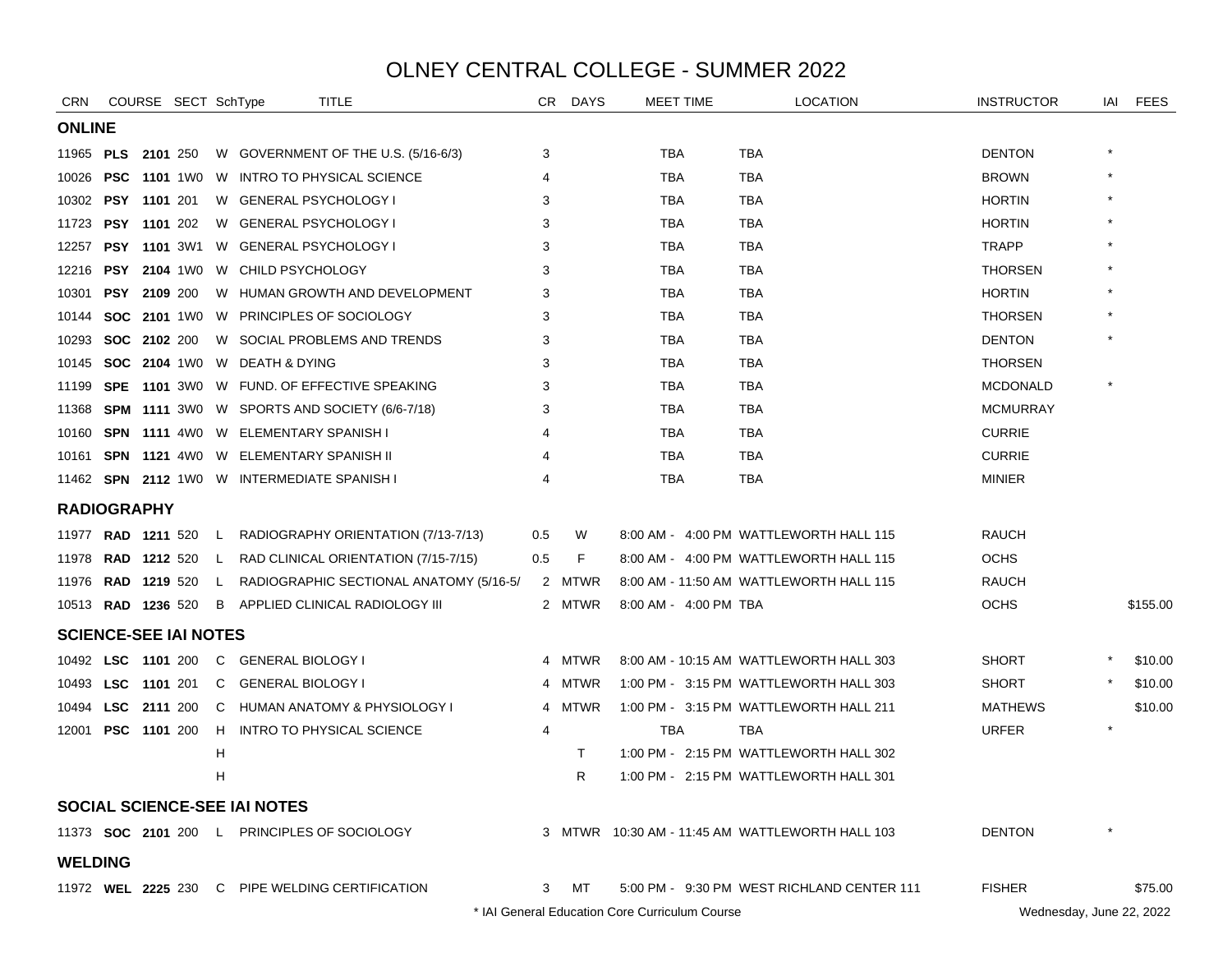# OLNEY CENTRAL COLLEGE - SUMMER 2022

| CRN | COURSE | | SECT | SchType | TITLE | CR | DAYS | MEET TIME | LOCATION | INSTRUCTOR | IAI | FEES |
|---|---|---|---|---|---|---|---|---|---|---|---|---|
| **ONLINE** | | | | | | | | | | | | |
| 11965 | **PLS** | **2101** | 250 | W | GOVERNMENT OF THE U.S. (5/16-6/3) | 3 | | TBA | TBA | DENTON | * | |
| 10026 | **PSC** | **1101** | 1W0 | W | INTRO TO PHYSICAL SCIENCE | 4 | | TBA | TBA | BROWN | * | |
| 10302 | **PSY** | **1101** | 201 | W | GENERAL PSYCHOLOGY I | 3 | | TBA | TBA | HORTIN | * | |
| 11723 | **PSY** | **1101** | 202 | W | GENERAL PSYCHOLOGY I | 3 | | TBA | TBA | HORTIN | * | |
| 12257 | **PSY** | **1101** | 3W1 | W | GENERAL PSYCHOLOGY I | 3 | | TBA | TBA | TRAPP | * | |
| 12216 | **PSY** | **2104** | 1W0 | W | CHILD PSYCHOLOGY | 3 | | TBA | TBA | THORSEN | * | |
| 10301 | **PSY** | **2109** | 200 | W | HUMAN GROWTH AND DEVELOPMENT | 3 | | TBA | TBA | HORTIN | * | |
| 10144 | **SOC** | **2101** | 1W0 | W | PRINCIPLES OF SOCIOLOGY | 3 | | TBA | TBA | THORSEN | * | |
| 10293 | **SOC** | **2102** | 200 | W | SOCIAL PROBLEMS AND TRENDS | 3 | | TBA | TBA | DENTON | * | |
| 10145 | **SOC** | **2104** | 1W0 | W | DEATH & DYING | 3 | | TBA | TBA | THORSEN | | |
| 11199 | **SPE** | **1101** | 3W0 | W | FUND. OF EFFECTIVE SPEAKING | 3 | | TBA | TBA | MCDONALD | * | |
| 11368 | **SPM** | **1111** | 3W0 | W | SPORTS AND SOCIETY (6/6-7/18) | 3 | | TBA | TBA | MCMURRAY | | |
| 10160 | **SPN** | **1111** | 4W0 | W | ELEMENTARY SPANISH I | 4 | | TBA | TBA | CURRIE | | |
| 10161 | **SPN** | **1121** | 4W0 | W | ELEMENTARY SPANISH II | 4 | | TBA | TBA | CURRIE | | |
| 11462 | **SPN** | **2112** | 1W0 | W | INTERMEDIATE SPANISH I | 4 | | TBA | TBA | MINIER | | |
| **RADIOGRAPHY** | | | | | | | | | | | | |
| 11977 | **RAD** | **1211** | 520 | L | RADIOGRAPHY ORIENTATION (7/13-7/13) | 0.5 | W | 8:00 AM - 4:00 PM | WATTLEWORTH HALL 115 | RAUCH | | |
| 11978 | **RAD** | **1212** | 520 | L | RAD CLINICAL ORIENTATION (7/15-7/15) | 0.5 | F | 8:00 AM - 4:00 PM | WATTLEWORTH HALL 115 | OCHS | | |
| 11976 | **RAD** | **1219** | 520 | L | RADIOGRAPHIC SECTIONAL ANATOMY (5/16-5/ | 2 | MTWR | 8:00 AM - 11:50 AM | WATTLEWORTH HALL 115 | RAUCH | | |
| 10513 | **RAD** | **1236** | 520 | B | APPLIED CLINICAL RADIOLOGY III | 2 | MTWR | 8:00 AM - 4:00 PM | TBA | OCHS | | $155.00 |
| **SCIENCE-SEE IAI NOTES** | | | | | | | | | | | | |
| 10492 | **LSC** | **1101** | 200 | C | GENERAL BIOLOGY I | 4 | MTWR | 8:00 AM - 10:15 AM | WATTLEWORTH HALL 303 | SHORT | * | $10.00 |
| 10493 | **LSC** | **1101** | 201 | C | GENERAL BIOLOGY I | 4 | MTWR | 1:00 PM - 3:15 PM | WATTLEWORTH HALL 303 | SHORT | * | $10.00 |
| 10494 | **LSC** | **2111** | 200 | C | HUMAN ANATOMY & PHYSIOLOGY I | 4 | MTWR | 1:00 PM - 3:15 PM | WATTLEWORTH HALL 211 | MATHEWS | | $10.00 |
| 12001 | **PSC** | **1101** | 200 | H | INTRO TO PHYSICAL SCIENCE | 4 | | TBA | TBA | URFER | * | |
| | | | | H | | | T | 1:00 PM - 2:15 PM | WATTLEWORTH HALL 302 | | | |
| | | | | H | | | R | 1:00 PM - 2:15 PM | WATTLEWORTH HALL 301 | | | |
| **SOCIAL SCIENCE-SEE IAI NOTES** | | | | | | | | | | | | |
| 11373 | **SOC** | **2101** | 200 | L | PRINCIPLES OF SOCIOLOGY | 3 | MTWR | 10:30 AM - 11:45 AM | WATTLEWORTH HALL 103 | DENTON | * | |
| **WELDING** | | | | | | | | | | | | |
| 11972 | **WEL** | **2225** | 230 | C | PIPE WELDING CERTIFICATION | 3 | MT | 5:00 PM - 9:30 PM | WEST RICHLAND CENTER 111 | FISHER | | $75.00 |

* IAI General Education Core Curriculum Course

Wednesday, June 22, 2022